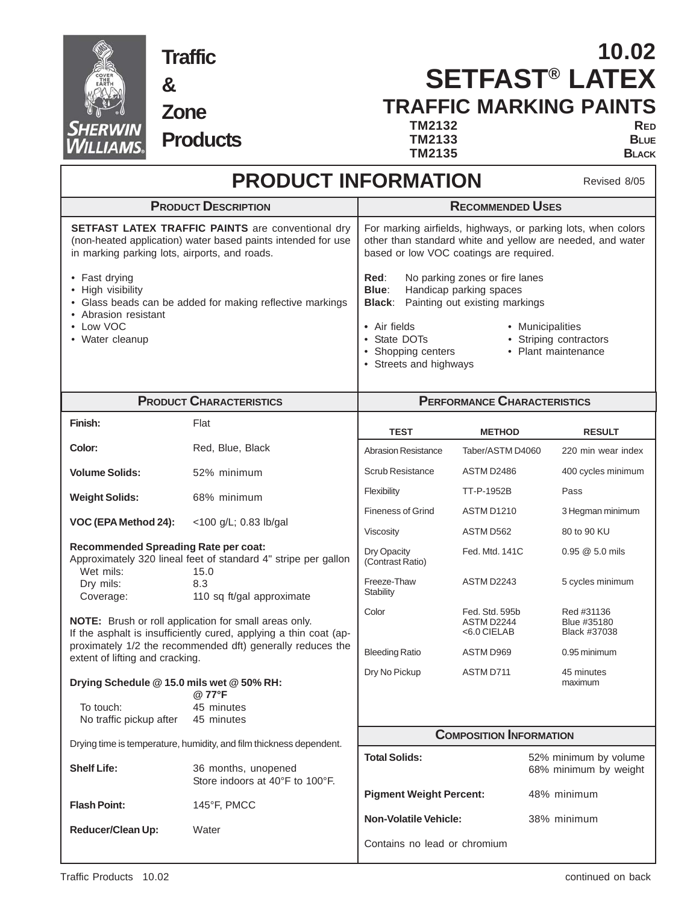Traffic & Zone Products

# 10.02 SETFAST® LATEX TRAFFIC MARKING PAINTS

| | |
|---|---|
| TM2132 | RED |
| TM2133 | BLUE |
| TM2135 | BLACK |

## PRODUCT INFORMATION

Revised 8/05

### PRODUCT DESCRIPTION

**SETFAST LATEX TRAFFIC PAINTS** are conventional dry (non-heated application) water based paints intended for use in marking parking lots, airports, and roads.

- Fast drying
- High visibility
- Glass beads can be added for making reflective markings
- Abrasion resistant
- Low VOC
- Water cleanup

### RECOMMENDED USES

For marking airfields, highways, or parking lots, when colors other than standard white and yellow are needed, and water based or low VOC coatings are required.

**Red**: No parking zones or fire lanes
**Blue**: Handicap parking spaces
**Black**: Painting out existing markings

- Air fields
- State DOTs
- Shopping centers
- Streets and highways
- Municipalities
- Striping contractors
- Plant maintenance

### PRODUCT CHARACTERISTICS

**Finish:** Flat

**Color:** Red, Blue, Black

**Volume Solids:** 52% minimum

**Weight Solids:** 68% minimum

**VOC (EPA Method 24):** <100 g/L; 0.83 lb/gal

**Recommended Spreading Rate per coat:**
Approximately 320 lineal feet of standard 4" stripe per gallon

| | |
|---|---|
| Wet mils: | 15.0 |
| Dry mils: | 8.3 |
| Coverage: | 110 sq ft/gal approximate |

**NOTE:** Brush or roll application for small areas only.
If the asphalt is insufficiently cured, applying a thin coat (approximately 1/2 the recommended dft) generally reduces the extent of lifting and cracking.

**Drying Schedule @ 15.0 mils wet @ 50% RH:**

| | @ 77°F |
|---|---|
| To touch: | 45 minutes |
| No traffic pickup after | 45 minutes |

Drying time is temperature, humidity, and film thickness dependent.

**Shelf Life:** 36 months, unopened
Store indoors at 40°F to 100°F.

**Flash Point:** 145°F, PMCC

**Reducer/Clean Up:** Water

### PERFORMANCE CHARACTERISTICS

| TEST | METHOD | RESULT |
|---|---|---|
| Abrasion Resistance | Taber/ASTM D4060 | 220 min wear index |
| Scrub Resistance | ASTM D2486 | 400 cycles minimum |
| Flexibility | TT-P-1952B | Pass |
| Fineness of Grind | ASTM D1210 | 3 Hegman minimum |
| Viscosity | ASTM D562 | 80 to 90 KU |
| Dry Opacity (Contrast Ratio) | Fed. Mtd. 141C | 0.95 @ 5.0 mils |
| Freeze-Thaw Stability | ASTM D2243 | 5 cycles minimum |
| Color | Fed. Std. 595b ASTM D2244 <6.0 CIELAB | Red #31136 Blue #35180 Black #37038 |
| Bleeding Ratio | ASTM D969 | 0.95 minimum |
| Dry No Pickup | ASTM D711 | 45 minutes maximum |

### COMPOSITION INFORMATION

**Total Solids:** 52% minimum by volume, 68% minimum by weight

**Pigment Weight Percent:** 48% minimum

**Non-Volatile Vehicle:** 38% minimum

Contains no lead or chromium

continued on back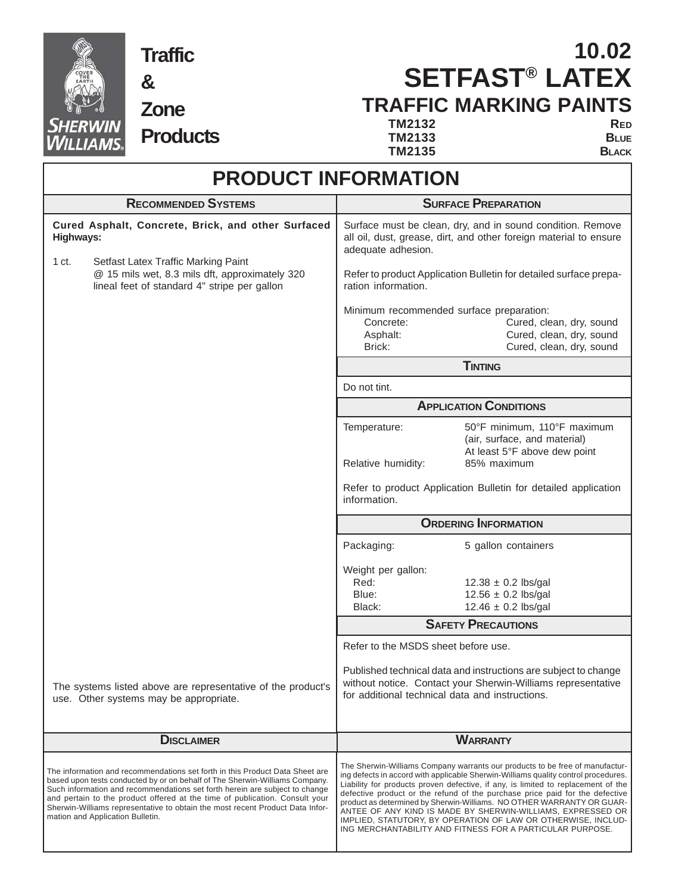**Traffic & Zone Products**

# 10.02
# SETFAST® LATEX
## TRAFFIC MARKING PAINTS

| | |
|---|---|
| TM2132 | RED |
| TM2133 | BLUE |
| TM2135 | BLACK |

# PRODUCT INFORMATION

## RECOMMENDED SYSTEMS

**Cured Asphalt, Concrete, Brick, and other Surfaced Highways:**

1 ct. Setfast Latex Traffic Marking Paint
@ 15 mils wet, 8.3 mils dft, approximately 320 lineal feet of standard 4" stripe per gallon

The systems listed above are representative of the product's use. Other systems may be appropriate.

## SURFACE PREPARATION

Surface must be clean, dry, and in sound condition. Remove all oil, dust, grease, dirt, and other foreign material to ensure adequate adhesion.

Refer to product Application Bulletin for detailed surface preparation information.

Minimum recommended surface preparation:

| | |
|---|---|
| Concrete: | Cured, clean, dry, sound |
| Asphalt: | Cured, clean, dry, sound |
| Brick: | Cured, clean, dry, sound |

## TINTING

Do not tint.

## APPLICATION CONDITIONS

| | |
|---|---|
| Temperature: | 50°F minimum, 110°F maximum (air, surface, and material) At least 5°F above dew point |
| Relative humidity: | 85% maximum |

Refer to product Application Bulletin for detailed application information.

## ORDERING INFORMATION

| | |
|---|---|
| Packaging: | 5 gallon containers |
| Weight per gallon: | |
| Red: | 12.38 ± 0.2 lbs/gal |
| Blue: | 12.56 ± 0.2 lbs/gal |
| Black: | 12.46 ± 0.2 lbs/gal |

## SAFETY PRECAUTIONS

Refer to the MSDS sheet before use.

Published technical data and instructions are subject to change without notice. Contact your Sherwin-Williams representative for additional technical data and instructions.

## DISCLAIMER

The information and recommendations set forth in this Product Data Sheet are based upon tests conducted by or on behalf of The Sherwin-Williams Company. Such information and recommendations set forth herein are subject to change and pertain to the product offered at the time of publication. Consult your Sherwin-Williams representative to obtain the most recent Product Data Information and Application Bulletin.

## WARRANTY

The Sherwin-Williams Company warrants our products to be free of manufacturing defects in accord with applicable Sherwin-Williams quality control procedures. Liability for products proven defective, if any, is limited to replacement of the defective product or the refund of the purchase price paid for the defective product as determined by Sherwin-Williams. NO OTHER WARRANTY OR GUARANTEE OF ANY KIND IS MADE BY SHERWIN-WILLIAMS, EXPRESSED OR IMPLIED, STATUTORY, BY OPERATION OF LAW OR OTHERWISE, INCLUDING MERCHANTABILITY AND FITNESS FOR A PARTICULAR PURPOSE.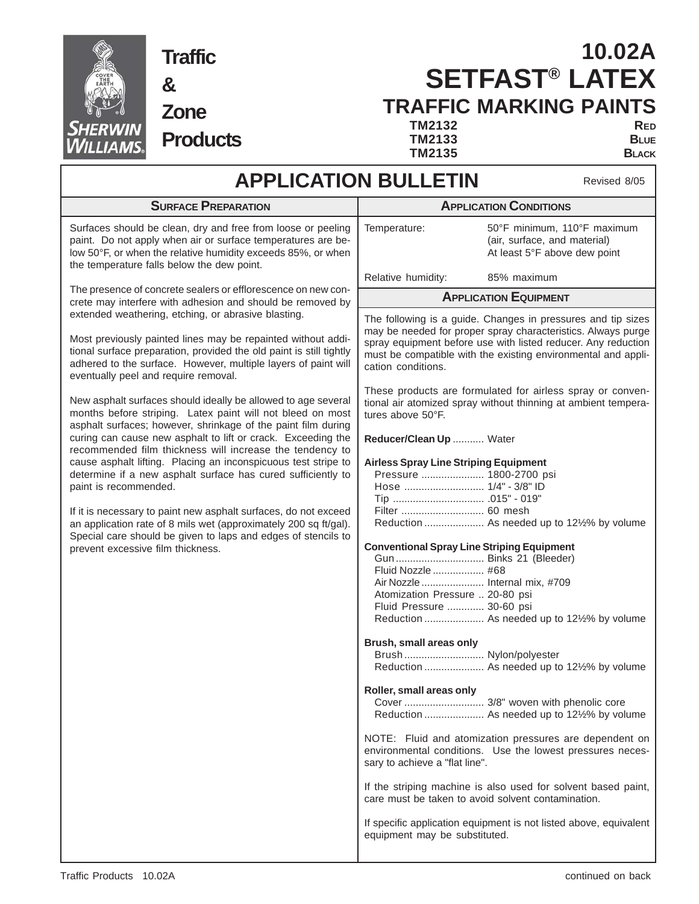**Traffic & Zone Products**

# 10.02A SETFAST® LATEX TRAFFIC MARKING PAINTS

| | |
|---|---|
| TM2132 | Red |
| TM2133 | Blue |
| TM2135 | Black |

## APPLICATION BULLETIN

Revised 8/05

### Surface Preparation

Surfaces should be clean, dry and free from loose or peeling paint. Do not apply when air or surface temperatures are below 50°F, or when the relative humidity exceeds 85%, or when the temperature falls below the dew point.

The presence of concrete sealers or efflorescence on new concrete may interfere with adhesion and should be removed by extended weathering, etching, or abrasive blasting.

Most previously painted lines may be repainted without additional surface preparation, provided the old paint is still tightly adhered to the surface. However, multiple layers of paint will eventually peel and require removal.

New asphalt surfaces should ideally be allowed to age several months before striping. Latex paint will not bleed on most asphalt surfaces; however, shrinkage of the paint film during curing can cause new asphalt to lift or crack. Exceeding the recommended film thickness will increase the tendency to cause asphalt lifting. Placing an inconspicuous test stripe to determine if a new asphalt surface has cured sufficiently to paint is recommended.

If it is necessary to paint new asphalt surfaces, do not exceed an application rate of 8 mils wet (approximately 200 sq ft/gal). Special care should be given to laps and edges of stencils to prevent excessive film thickness.

### Application Conditions

| | |
|---|---|
| Temperature: | 50°F minimum, 110°F maximum (air, surface, and material) At least 5°F above dew point |
| Relative humidity: | 85% maximum |

### Application Equipment

The following is a guide. Changes in pressures and tip sizes may be needed for proper spray characteristics. Always purge spray equipment before use with listed reducer. Any reduction must be compatible with the existing environmental and application conditions.

These products are formulated for airless spray or conventional air atomized spray without thinning at ambient temperatures above 50°F.

**Reducer/Clean Up** ........... Water

**Airless Spray Line Striping Equipment**
- Pressure ...................... 1800-2700 psi
- Hose ............................ 1/4" - 3/8" ID
- Tip ................................ .015" - 019"
- Filter ............................. 60 mesh
- Reduction ..................... As needed up to 12½% by volume

**Conventional Spray Line Striping Equipment**
- Gun ............................... Binks 21 (Bleeder)
- Fluid Nozzle .................. #68
- Air Nozzle ...................... Internal mix, #709
- Atomization Pressure .. 20-80 psi
- Fluid Pressure ............. 30-60 psi
- Reduction ..................... As needed up to 12½% by volume

**Brush, small areas only**
- Brush ............................ Nylon/polyester
- Reduction ..................... As needed up to 12½% by volume

**Roller, small areas only**
- Cover ............................ 3/8" woven with phenolic core
- Reduction ..................... As needed up to 12½% by volume

NOTE: Fluid and atomization pressures are dependent on environmental conditions. Use the lowest pressures necessary to achieve a "flat line".

If the striping machine is also used for solvent based paint, care must be taken to avoid solvent contamination.

If specific application equipment is not listed above, equivalent equipment may be substituted.

continued on back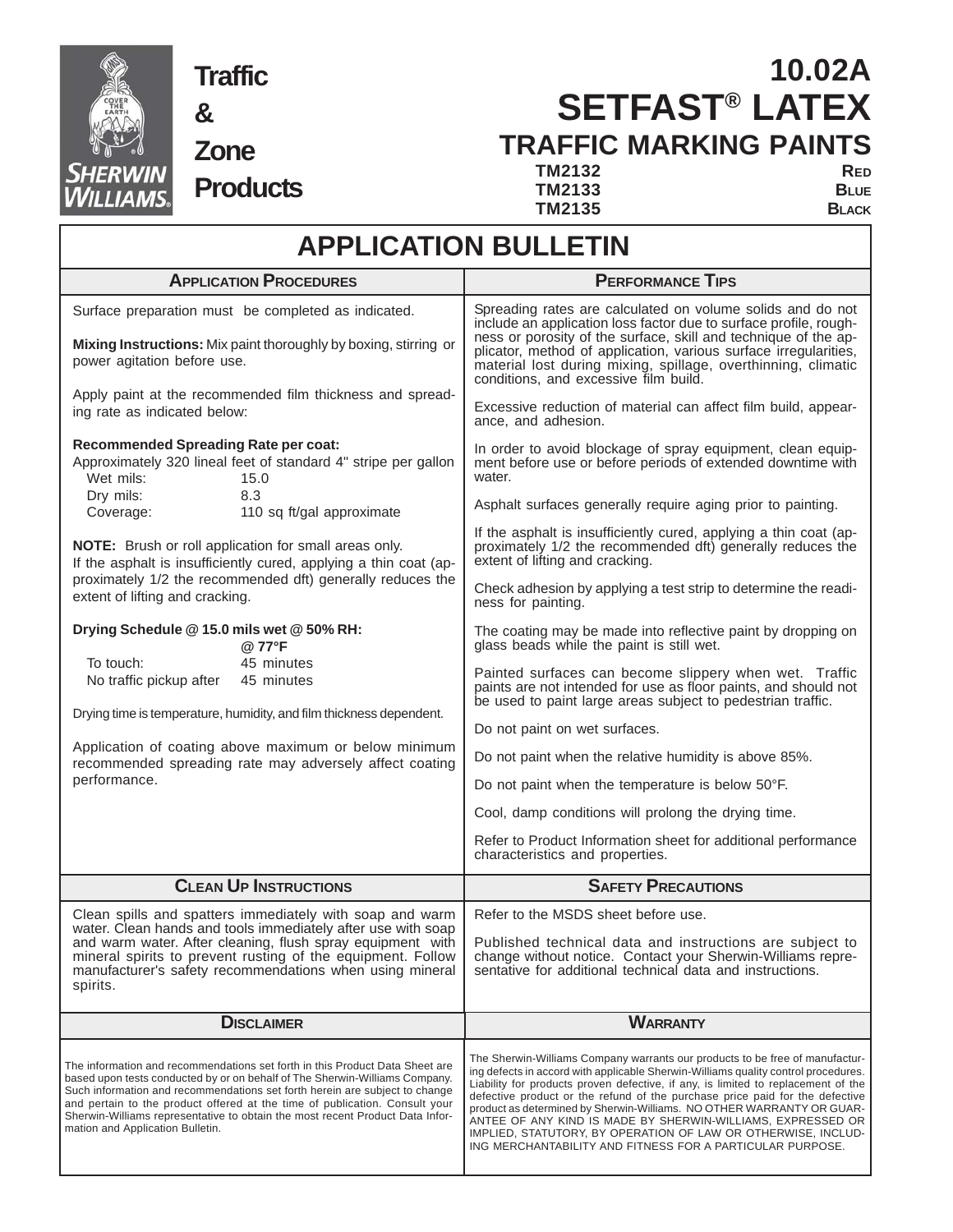Traffic & Zone Products

# 10.02A
# SETFAST® LATEX
## TRAFFIC MARKING PAINTS

| | |
|---|---|
| TM2132 | RED |
| TM2133 | BLUE |
| TM2135 | BLACK |

# APPLICATION BULLETIN

## APPLICATION PROCEDURES

Surface preparation must be completed as indicated.

**Mixing Instructions:** Mix paint thoroughly by boxing, stirring or power agitation before use.

Apply paint at the recommended film thickness and spreading rate as indicated below:

**Recommended Spreading Rate per coat:**
Approximately 320 lineal feet of standard 4" stripe per gallon

| | |
|---|---|
| Wet mils: | 15.0 |
| Dry mils: | 8.3 |
| Coverage: | 110 sq ft/gal approximate |

**NOTE:** Brush or roll application for small areas only.
If the asphalt is insufficiently cured, applying a thin coat (approximately 1/2 the recommended dft) generally reduces the extent of lifting and cracking.

**Drying Schedule @ 15.0 mils wet @ 50% RH:**

| | @ 77°F |
|---|---|
| To touch: | 45 minutes |
| No traffic pickup after | 45 minutes |

Drying time is temperature, humidity, and film thickness dependent.

Application of coating above maximum or below minimum recommended spreading rate may adversely affect coating performance.

## PERFORMANCE TIPS

Spreading rates are calculated on volume solids and do not include an application loss factor due to surface profile, roughness or porosity of the surface, skill and technique of the applicator, method of application, various surface irregularities, material lost during mixing, spillage, overthinning, climatic conditions, and excessive film build.

Excessive reduction of material can affect film build, appearance, and adhesion.

In order to avoid blockage of spray equipment, clean equipment before use or before periods of extended downtime with water.

Asphalt surfaces generally require aging prior to painting.

If the asphalt is insufficiently cured, applying a thin coat (approximately 1/2 the recommended dft) generally reduces the extent of lifting and cracking.

Check adhesion by applying a test strip to determine the readiness for painting.

The coating may be made into reflective paint by dropping on glass beads while the paint is still wet.

Painted surfaces can become slippery when wet. Traffic paints are not intended for use as floor paints, and should not be used to paint large areas subject to pedestrian traffic.

Do not paint on wet surfaces.

Do not paint when the relative humidity is above 85%.

Do not paint when the temperature is below 50°F.

Cool, damp conditions will prolong the drying time.

Refer to Product Information sheet for additional performance characteristics and properties.

## CLEAN UP INSTRUCTIONS

Clean spills and spatters immediately with soap and warm water. Clean hands and tools immediately after use with soap and warm water. After cleaning, flush spray equipment with mineral spirits to prevent rusting of the equipment. Follow manufacturer's safety recommendations when using mineral spirits.

## SAFETY PRECAUTIONS

Refer to the MSDS sheet before use.

Published technical data and instructions are subject to change without notice. Contact your Sherwin-Williams representative for additional technical data and instructions.

## DISCLAIMER

The information and recommendations set forth in this Product Data Sheet are based upon tests conducted by or on behalf of The Sherwin-Williams Company. Such information and recommendations set forth herein are subject to change and pertain to the product offered at the time of publication. Consult your Sherwin-Williams representative to obtain the most recent Product Data Information and Application Bulletin.

## WARRANTY

The Sherwin-Williams Company warrants our products to be free of manufacturing defects in accord with applicable Sherwin-Williams quality control procedures. Liability for products proven defective, if any, is limited to replacement of the defective product or the refund of the purchase price paid for the defective product as determined by Sherwin-Williams. NO OTHER WARRANTY OR GUARANTEE OF ANY KIND IS MADE BY SHERWIN-WILLIAMS, EXPRESSED OR IMPLIED, STATUTORY, BY OPERATION OF LAW OR OTHERWISE, INCLUDING MERCHANTABILITY AND FITNESS FOR A PARTICULAR PURPOSE.